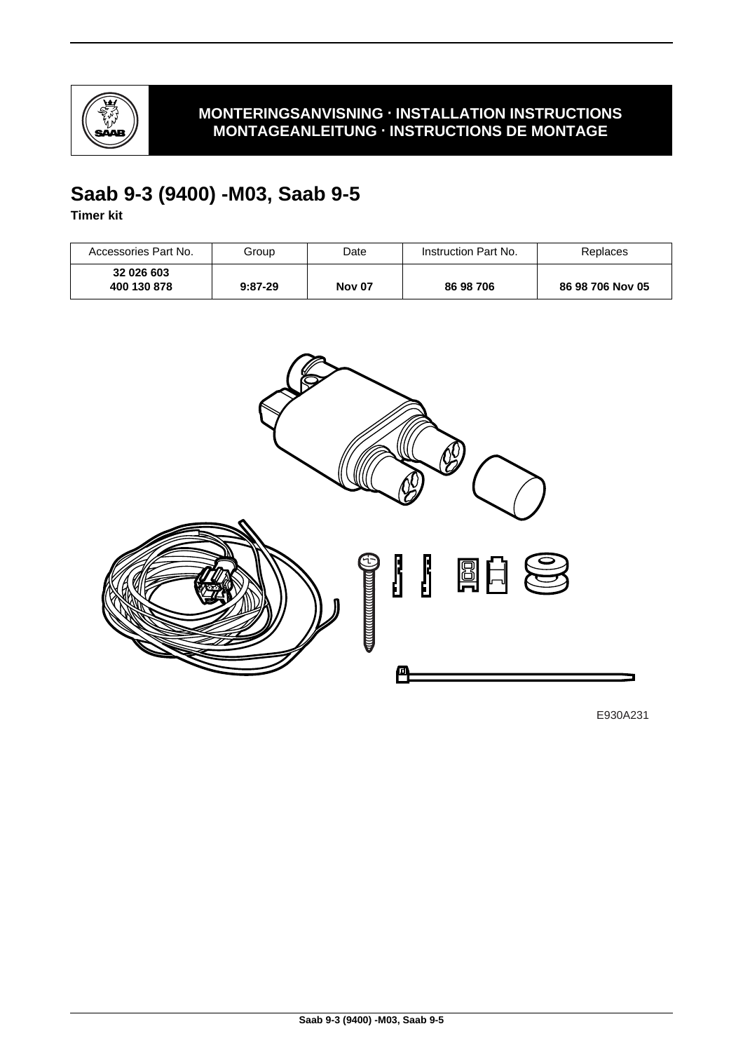**MONTERINGSANVISNING · INSTALLATION INSTRUCTIONS**
**MONTAGEANLEITUNG · INSTRUCTIONS DE MONTAGE**

# Saab 9-3 (9400) -M03, Saab 9-5

**Timer kit**

| Accessories Part No. | Group | Date | Instruction Part No. | Replaces |
|---|---|---|---|---|
| **32 026 603**<br>**400 130 878** | **9:87-29** | **Nov 07** | **86 98 706** | **86 98 706 Nov 05** |

E930A231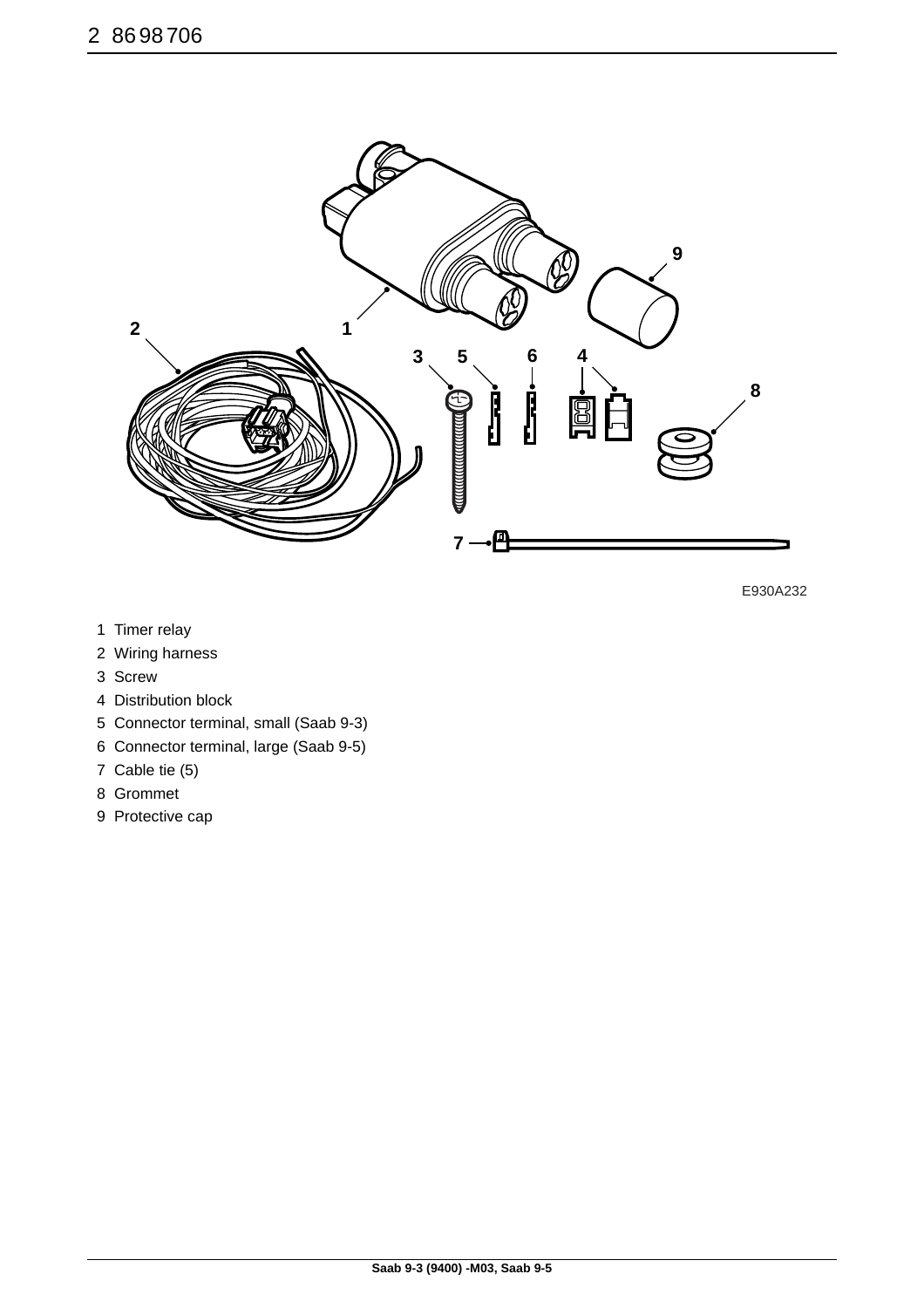E930A232

1 Timer relay
2 Wiring harness
3 Screw
4 Distribution block
5 Connector terminal, small (Saab 9-3)
6 Connector terminal, large (Saab 9-5)
7 Cable tie (5)
8 Grommet
9 Protective cap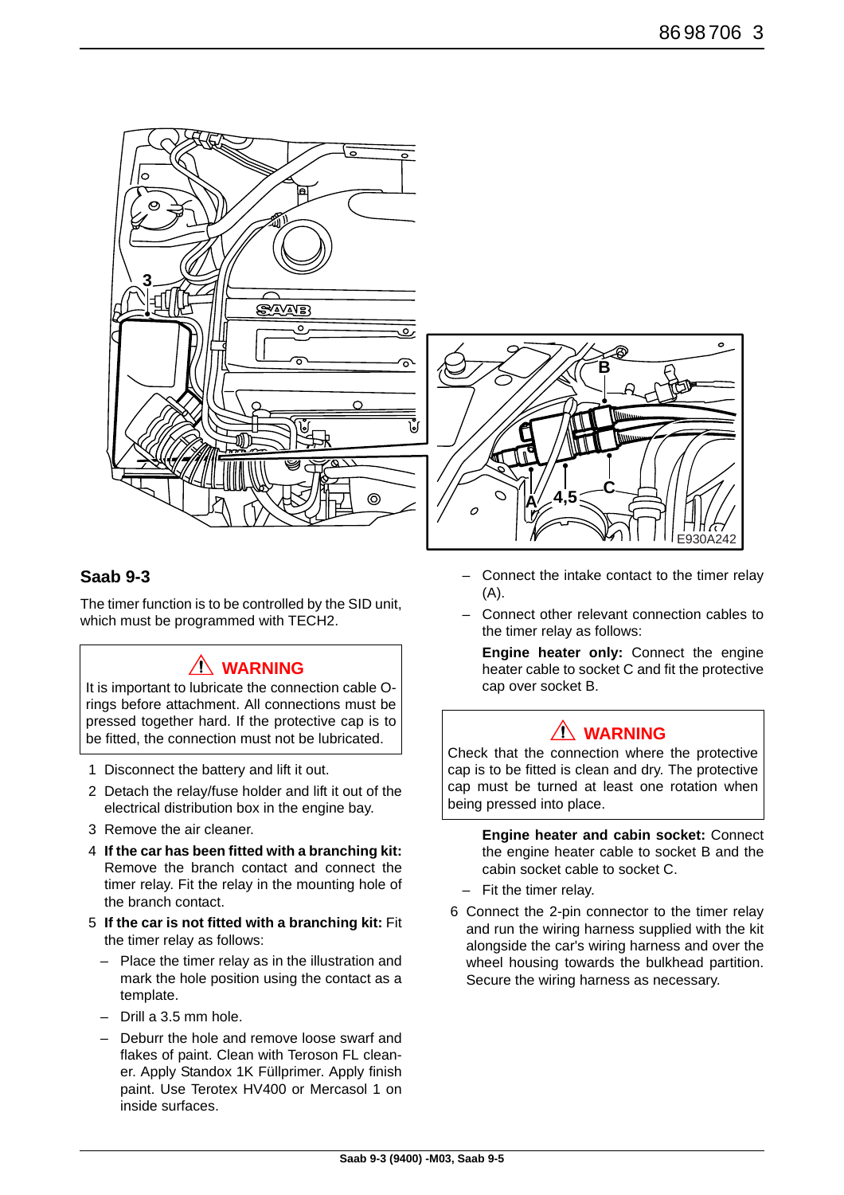## Saab 9-3

The timer function is to be controlled by the SID unit, which must be programmed with TECH2.

> ⚠ **WARNING**
>
> It is important to lubricate the connection cable O-rings before attachment. All connections must be pressed together hard. If the protective cap is to be fitted, the connection must not be lubricated.

1. Disconnect the battery and lift it out.
2. Detach the relay/fuse holder and lift it out of the electrical distribution box in the engine bay.
3. Remove the air cleaner.
4. **If the car has been fitted with a branching kit:** Remove the branch contact and connect the timer relay. Fit the relay in the mounting hole of the branch contact.
5. **If the car is not fitted with a branching kit:** Fit the timer relay as follows:
   - Place the timer relay as in the illustration and mark the hole position using the contact as a template.
   - Drill a 3.5 mm hole.
   - Deburr the hole and remove loose swarf and flakes of paint. Clean with Teroson FL cleaner. Apply Standox 1K Füllprimer. Apply finish paint. Use Terotex HV400 or Mercasol 1 on inside surfaces.
   - Connect the intake contact to the timer relay (A).
   - Connect other relevant connection cables to the timer relay as follows:

     **Engine heater only:** Connect the engine heater cable to socket C and fit the protective cap over socket B.

> ⚠ **WARNING**
>
> Check that the connection where the protective cap is to be fitted is clean and dry. The protective cap must be turned at least one rotation when being pressed into place.

   **Engine heater and cabin socket:** Connect the engine heater cable to socket B and the cabin socket cable to socket C.

   - Fit the timer relay.

6. Connect the 2-pin connector to the timer relay and run the wiring harness supplied with the kit alongside the car's wiring harness and over the wheel housing towards the bulkhead partition. Secure the wiring harness as necessary.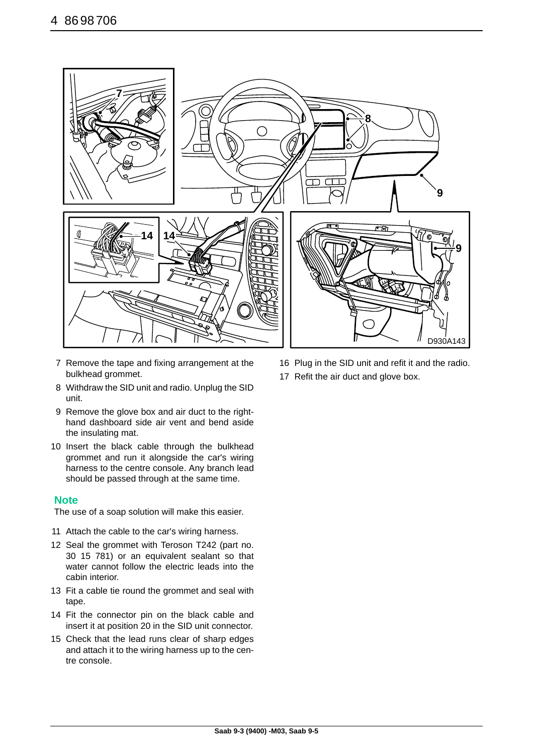7 Remove the tape and fixing arrangement at the bulkhead grommet.

8 Withdraw the SID unit and radio. Unplug the SID unit.

9 Remove the glove box and air duct to the right-hand dashboard side air vent and bend aside the insulating mat.

10 Insert the black cable through the bulkhead grommet and run it alongside the car's wiring harness to the centre console. Any branch lead should be passed through at the same time.

**Note**

The use of a soap solution will make this easier.

11 Attach the cable to the car's wiring harness.

12 Seal the grommet with Teroson T242 (part no. 30 15 781) or an equivalent sealant so that water cannot follow the electric leads into the cabin interior.

13 Fit a cable tie round the grommet and seal with tape.

14 Fit the connector pin on the black cable and insert it at position 20 in the SID unit connector.

15 Check that the lead runs clear of sharp edges and attach it to the wiring harness up to the centre console.

16 Plug in the SID unit and refit it and the radio.

17 Refit the air duct and glove box.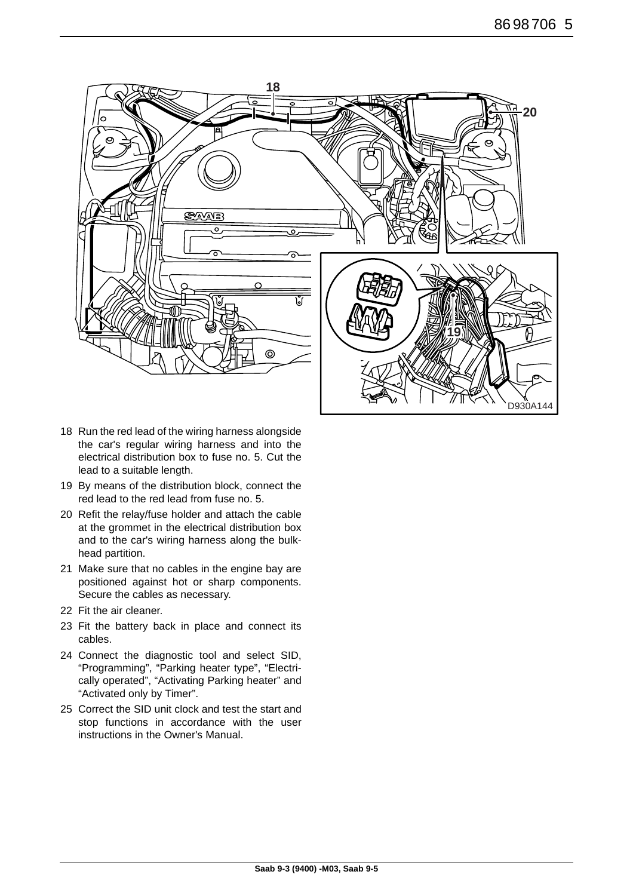18 Run the red lead of the wiring harness alongside the car's regular wiring harness and into the electrical distribution box to fuse no. 5. Cut the lead to a suitable length.

19 By means of the distribution block, connect the red lead to the red lead from fuse no. 5.

20 Refit the relay/fuse holder and attach the cable at the grommet in the electrical distribution box and to the car's wiring harness along the bulk-head partition.

21 Make sure that no cables in the engine bay are positioned against hot or sharp components. Secure the cables as necessary.

22 Fit the air cleaner.

23 Fit the battery back in place and connect its cables.

24 Connect the diagnostic tool and select SID, “Programming”, “Parking heater type”, “Electrically operated”, “Activating Parking heater” and “Activated only by Timer”.

25 Correct the SID unit clock and test the start and stop functions in accordance with the user instructions in the Owner's Manual.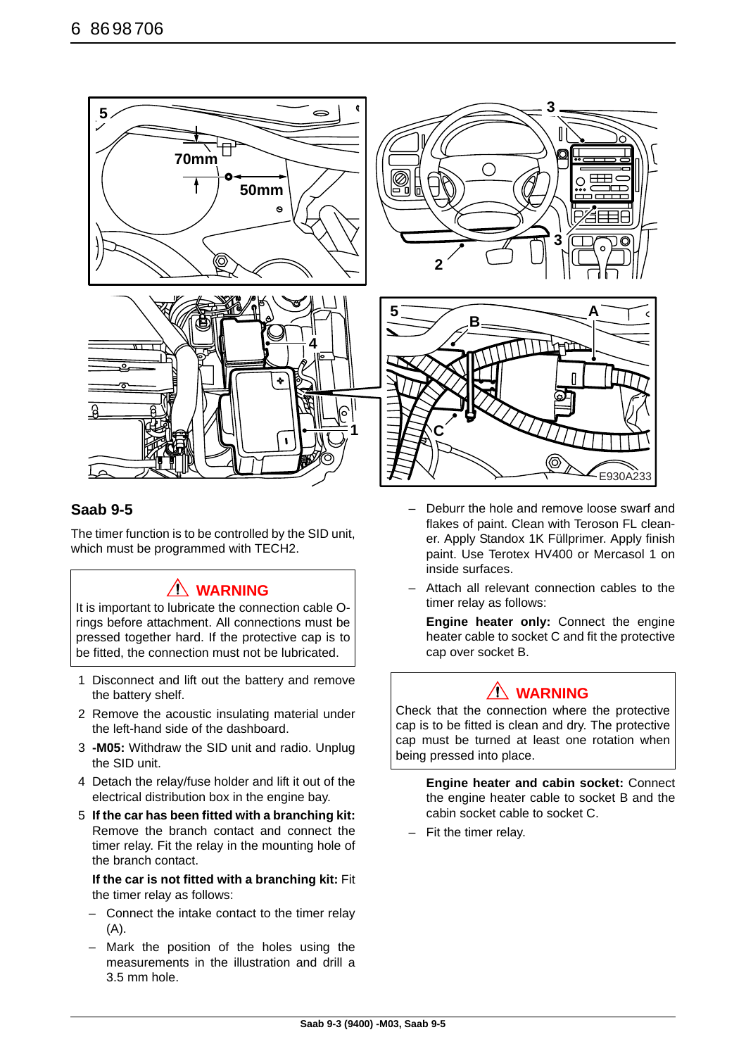## Saab 9-5

The timer function is to be controlled by the SID unit, which must be programmed with TECH2.

> ⚠ **WARNING**
>
> It is important to lubricate the connection cable O-rings before attachment. All connections must be pressed together hard. If the protective cap is to be fitted, the connection must not be lubricated.

1. Disconnect and lift out the battery and remove the battery shelf.
2. Remove the acoustic insulating material under the left-hand side of the dashboard.
3. **-M05:** Withdraw the SID unit and radio. Unplug the SID unit.
4. Detach the relay/fuse holder and lift it out of the electrical distribution box in the engine bay.
5. **If the car has been fitted with a branching kit:** Remove the branch contact and connect the timer relay. Fit the relay in the mounting hole of the branch contact.

   **If the car is not fitted with a branching kit:** Fit the timer relay as follows:

   – Connect the intake contact to the timer relay (A).

   – Mark the position of the holes using the measurements in the illustration and drill a 3.5 mm hole.

   – Deburr the hole and remove loose swarf and flakes of paint. Clean with Teroson FL cleaner. Apply Standox 1K Füllprimer. Apply finish paint. Use Terotex HV400 or Mercasol 1 on inside surfaces.

   – Attach all relevant connection cables to the timer relay as follows:

   **Engine heater only:** Connect the engine heater cable to socket C and fit the protective cap over socket B.

> ⚠ **WARNING**
>
> Check that the connection where the protective cap is to be fitted is clean and dry. The protective cap must be turned at least one rotation when being pressed into place.

   **Engine heater and cabin socket:** Connect the engine heater cable to socket B and the cabin socket cable to socket C.

   – Fit the timer relay.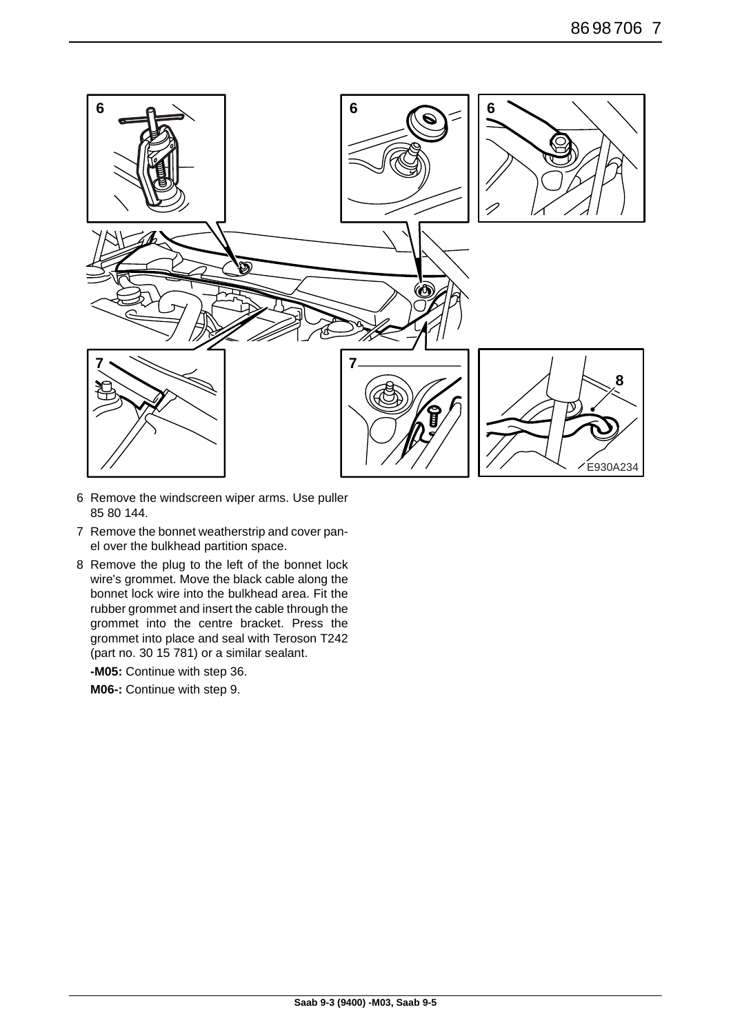6 Remove the windscreen wiper arms. Use puller 85 80 144.

7 Remove the bonnet weatherstrip and cover panel over the bulkhead partition space.

8 Remove the plug to the left of the bonnet lock wire's grommet. Move the black cable along the bonnet lock wire into the bulkhead area. Fit the rubber grommet and insert the cable through the grommet into the centre bracket. Press the grommet into place and seal with Teroson T242 (part no. 30 15 781) or a similar sealant.

**-M05:** Continue with step 36.

**M06-:** Continue with step 9.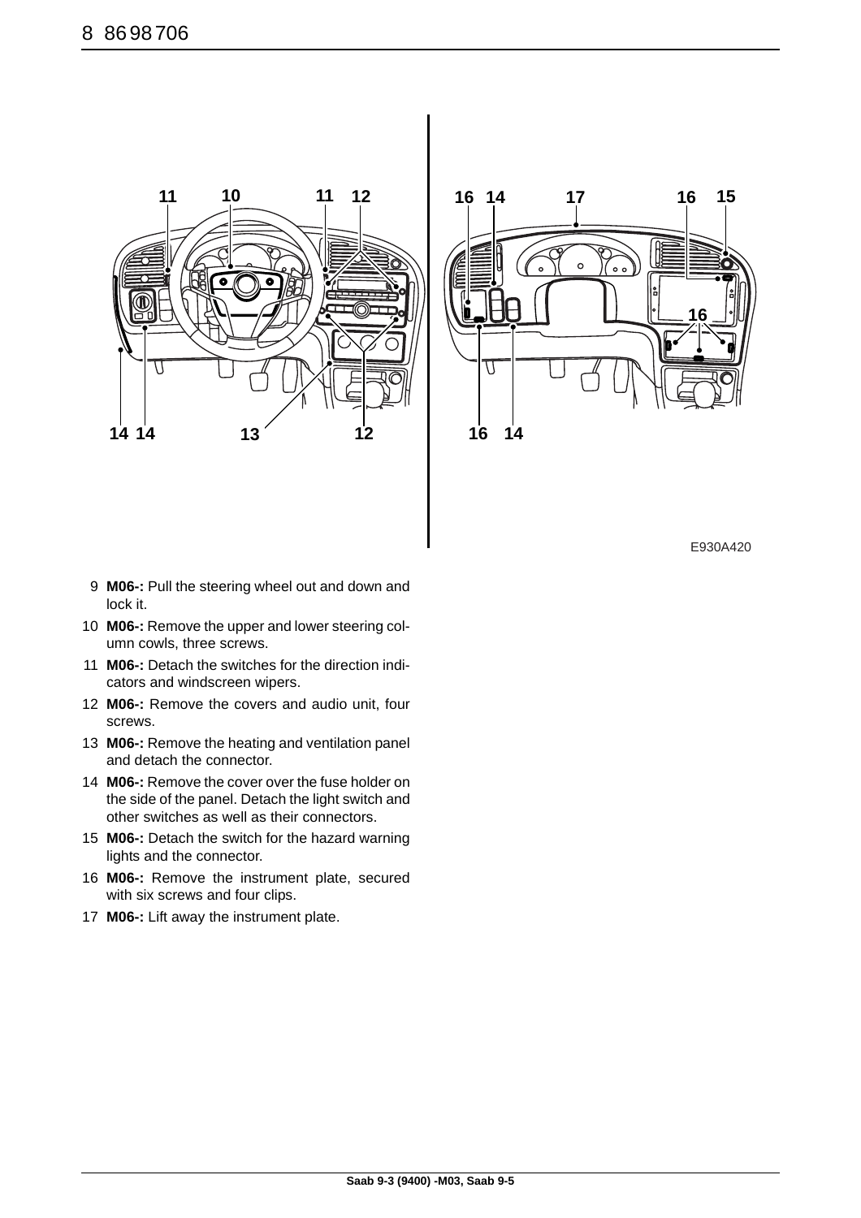E930A420

9 **M06-:** Pull the steering wheel out and down and lock it.

10 **M06-:** Remove the upper and lower steering column cowls, three screws.

11 **M06-:** Detach the switches for the direction indicators and windscreen wipers.

12 **M06-:** Remove the covers and audio unit, four screws.

13 **M06-:** Remove the heating and ventilation panel and detach the connector.

14 **M06-:** Remove the cover over the fuse holder on the side of the panel. Detach the light switch and other switches as well as their connectors.

15 **M06-:** Detach the switch for the hazard warning lights and the connector.

16 **M06-:** Remove the instrument plate, secured with six screws and four clips.

17 **M06-:** Lift away the instrument plate.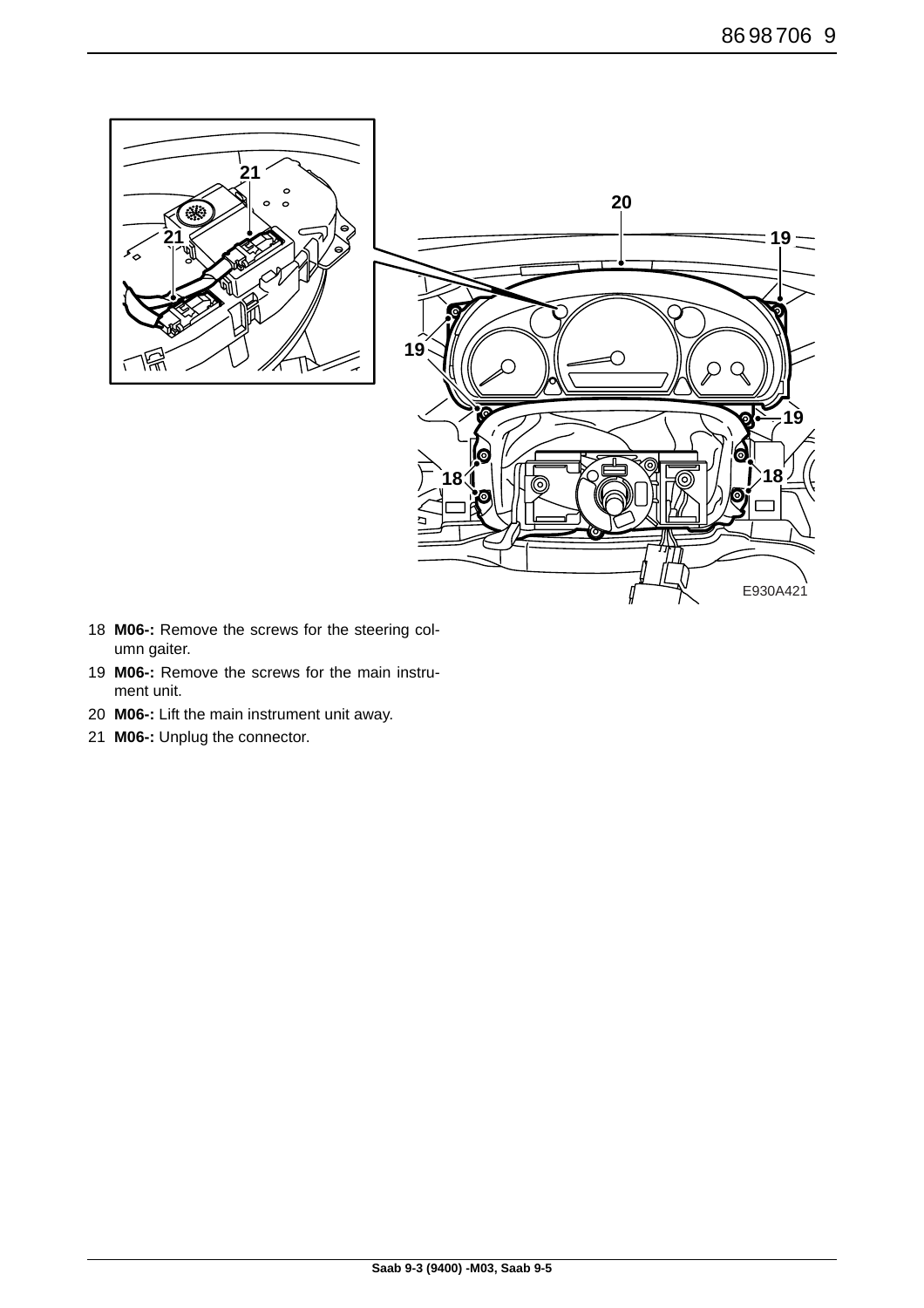18 **M06-:** Remove the screws for the steering column gaiter.

19 **M06-:** Remove the screws for the main instrument unit.

20 **M06-:** Lift the main instrument unit away.

21 **M06-:** Unplug the connector.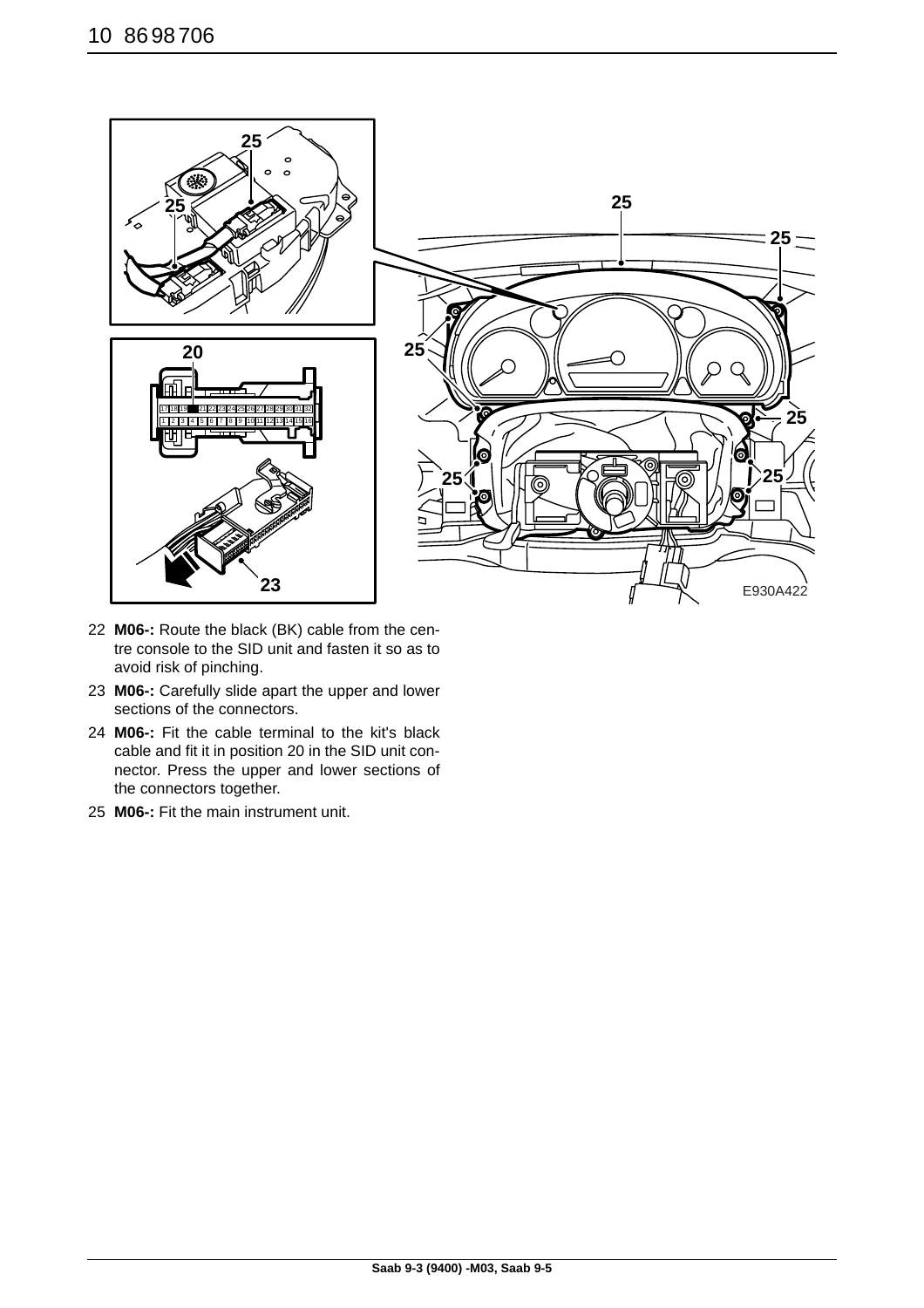22 **M06-:** Route the black (BK) cable from the centre console to the SID unit and fasten it so as to avoid risk of pinching.

23 **M06-:** Carefully slide apart the upper and lower sections of the connectors.

24 **M06-:** Fit the cable terminal to the kit's black cable and fit it in position 20 in the SID unit connector. Press the upper and lower sections of the connectors together.

25 **M06-:** Fit the main instrument unit.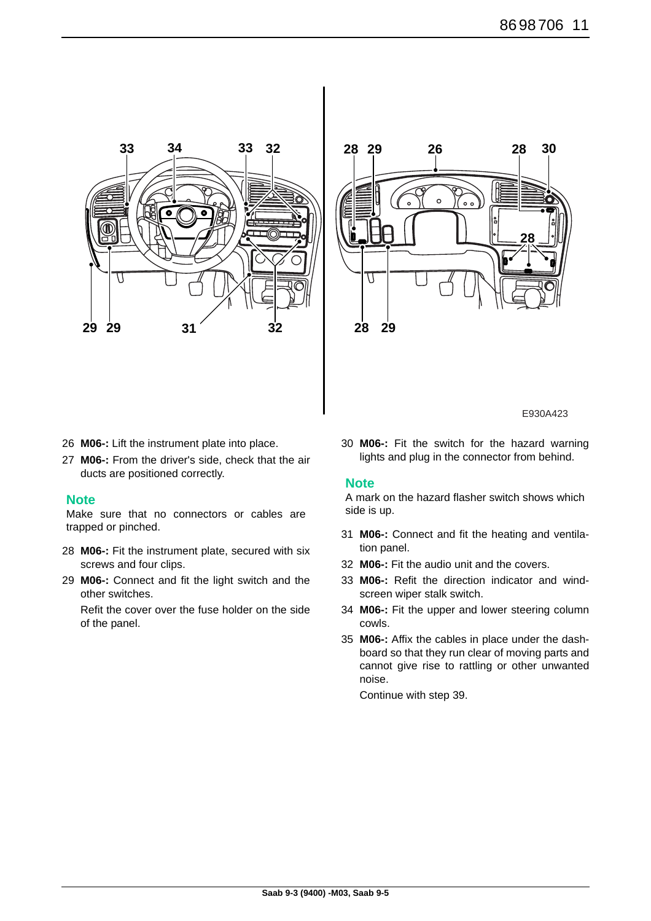E930A423

26 **M06-:** Lift the instrument plate into place.

27 **M06-:** From the driver's side, check that the air ducts are positioned correctly.

### Note

Make sure that no connectors or cables are trapped or pinched.

28 **M06-:** Fit the instrument plate, secured with six screws and four clips.

29 **M06-:** Connect and fit the light switch and the other switches.

Refit the cover over the fuse holder on the side of the panel.

30 **M06-:** Fit the switch for the hazard warning lights and plug in the connector from behind.

### Note

A mark on the hazard flasher switch shows which side is up.

31 **M06-:** Connect and fit the heating and ventilation panel.

32 **M06-:** Fit the audio unit and the covers.

33 **M06-:** Refit the direction indicator and windscreen wiper stalk switch.

34 **M06-:** Fit the upper and lower steering column cowls.

35 **M06-:** Affix the cables in place under the dashboard so that they run clear of moving parts and cannot give rise to rattling or other unwanted noise.

Continue with step 39.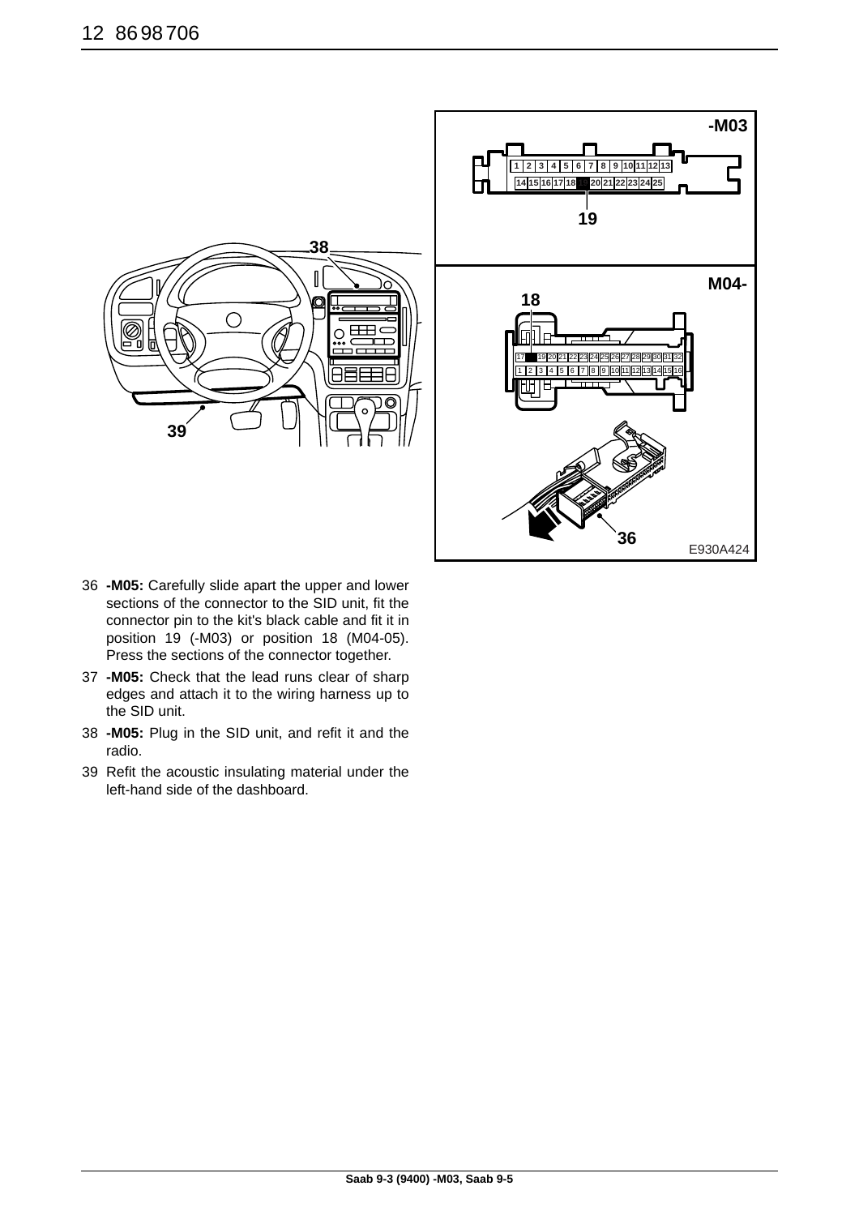36 **-M05:** Carefully slide apart the upper and lower sections of the connector to the SID unit, fit the connector pin to the kit's black cable and fit it in position 19 (-M03) or position 18 (M04-05). Press the sections of the connector together.

37 **-M05:** Check that the lead runs clear of sharp edges and attach it to the wiring harness up to the SID unit.

38 **-M05:** Plug in the SID unit, and refit it and the radio.

39 Refit the acoustic insulating material under the left-hand side of the dashboard.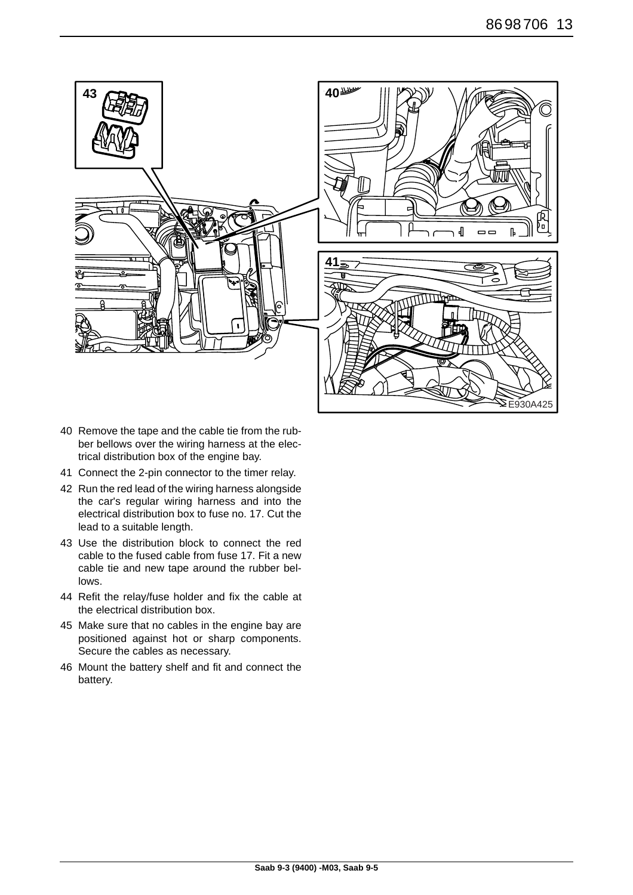40 Remove the tape and the cable tie from the rubber bellows over the wiring harness at the electrical distribution box of the engine bay.

41 Connect the 2-pin connector to the timer relay.

42 Run the red lead of the wiring harness alongside the car's regular wiring harness and into the electrical distribution box to fuse no. 17. Cut the lead to a suitable length.

43 Use the distribution block to connect the red cable to the fused cable from fuse 17. Fit a new cable tie and new tape around the rubber bellows.

44 Refit the relay/fuse holder and fix the cable at the electrical distribution box.

45 Make sure that no cables in the engine bay are positioned against hot or sharp components. Secure the cables as necessary.

46 Mount the battery shelf and fit and connect the battery.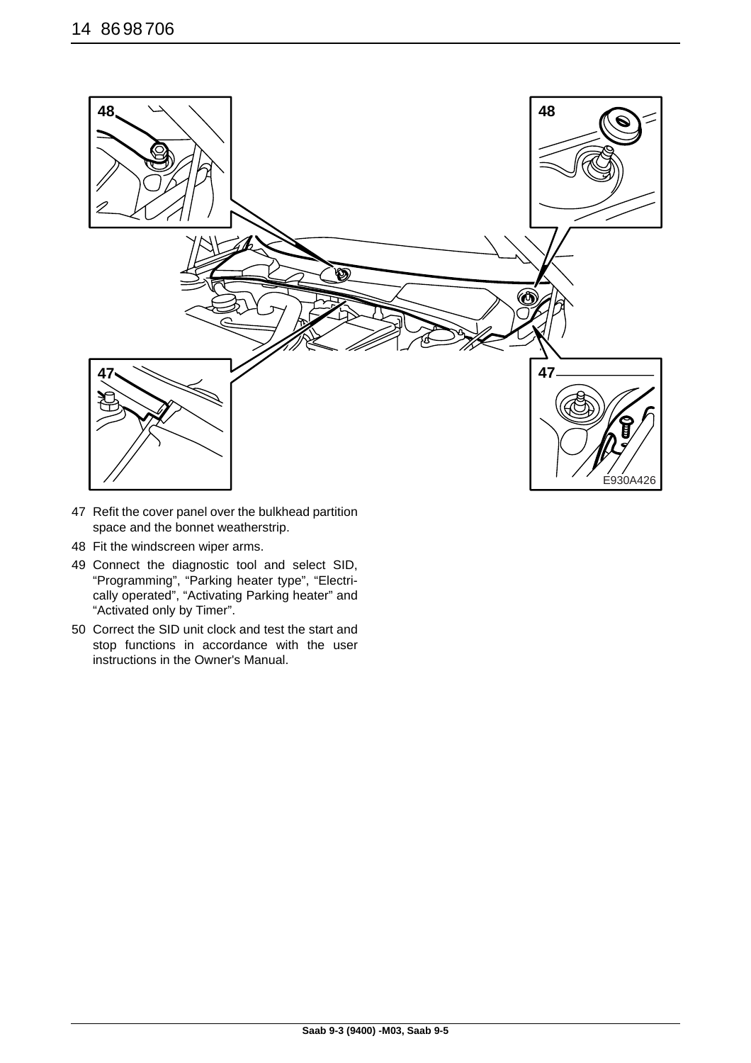47 Refit the cover panel over the bulkhead partition space and the bonnet weatherstrip.
48 Fit the windscreen wiper arms.
49 Connect the diagnostic tool and select SID, “Programming”, “Parking heater type”, “Electrically operated”, “Activating Parking heater” and “Activated only by Timer”.
50 Correct the SID unit clock and test the start and stop functions in accordance with the user instructions in the Owner's Manual.